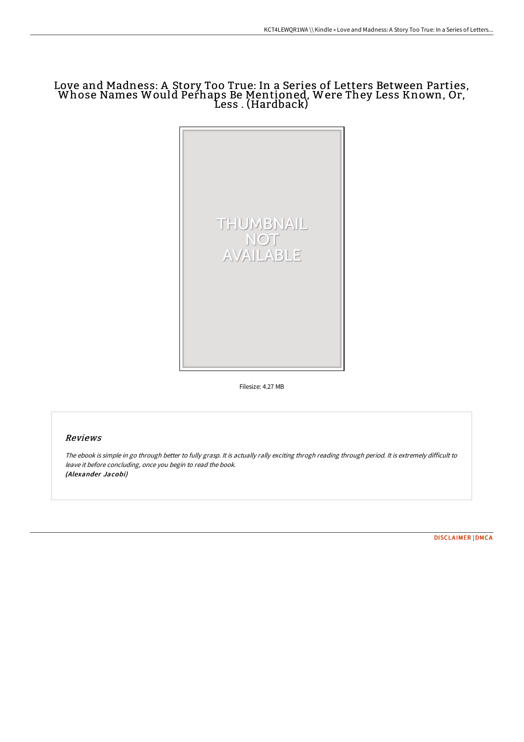# Love and Madness: A Story Too True: In a Series of Letters Between Parties, Whose Names Would Perhaps Be Mentioned, Were They Less Known, Or, Less . (Hardback)

Filesize: 4.27 MB

## Reviews

*The ebook is simple in go through better to fully grasp. It is actually rally exciting throgh reading through period. It is extremely difficult to leave it before concluding, once you begin to read the book.*
*(Alexander Jacobi)*

DISCLAIMER | DMCA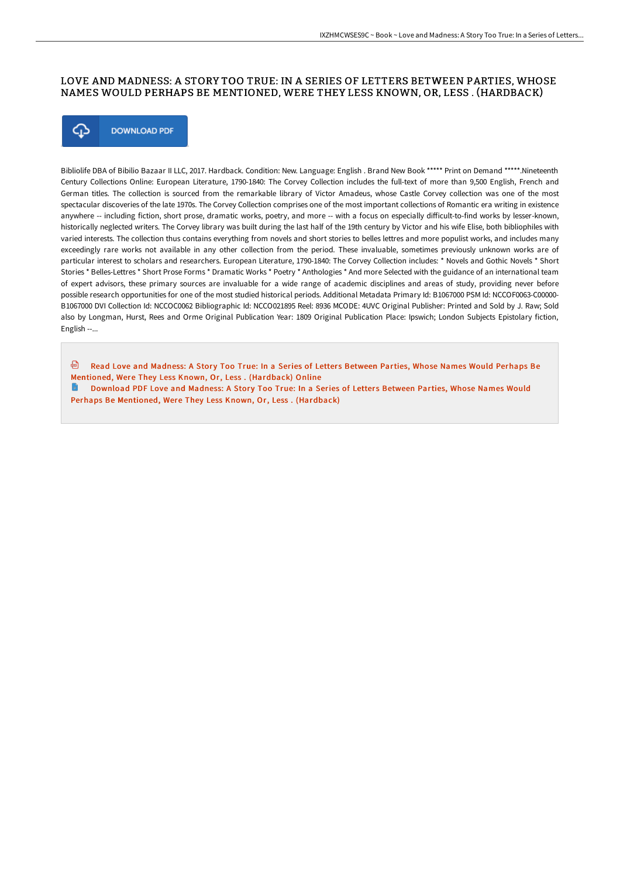# LOVE AND MADNESS: A STORY TOO TRUE: IN A SERIES OF LETTERS BETWEEN PARTIES, WHOSE NAMES WOULD PERHAPS BE MENTIONED, WERE THEY LESS KNOWN, OR, LESS . (HARDBACK)

DOWNLOAD PDF

Bibliolife DBA of Bibilio Bazaar II LLC, 2017. Hardback. Condition: New. Language: English . Brand New Book ***** Print on Demand *****.Nineteenth Century Collections Online: European Literature, 1790-1840: The Corvey Collection includes the full-text of more than 9,500 English, French and German titles. The collection is sourced from the remarkable library of Victor Amadeus, whose Castle Corvey collection was one of the most spectacular discoveries of the late 1970s. The Corvey Collection comprises one of the most important collections of Romantic era writing in existence anywhere -- including fiction, short prose, dramatic works, poetry, and more -- with a focus on especially difficult-to-find works by lesser-known, historically neglected writers. The Corvey library was built during the last half of the 19th century by Victor and his wife Elise, both bibliophiles with varied interests. The collection thus contains everything from novels and short stories to belles lettres and more populist works, and includes many exceedingly rare works not available in any other collection from the period. These invaluable, sometimes previously unknown works are of particular interest to scholars and researchers. European Literature, 1790-1840: The Corvey Collection includes: * Novels and Gothic Novels * Short Stories * Belles-Lettres * Short Prose Forms * Dramatic Works * Poetry * Anthologies * And more Selected with the guidance of an international team of expert advisors, these primary sources are invaluable for a wide range of academic disciplines and areas of study, providing never before possible research opportunities for one of the most studied historical periods. Additional Metadata Primary Id: B1067000 PSM Id: NCCOF0063-C00000-B1067000 DVI Collection Id: NCCOC0062 Bibliographic Id: NCCO021895 Reel: 8936 MCODE: 4UVC Original Publisher: Printed and Sold by J. Raw; Sold also by Longman, Hurst, Rees and Orme Original Publication Year: 1809 Original Publication Place: Ipswich; London Subjects Epistolary fiction, English --...

Read Love and Madness: A Story Too True: In a Series of Letters Between Parties, Whose Names Would Perhaps Be Mentioned, Were They Less Known, Or, Less . (Hardback) Online

Download PDF Love and Madness: A Story Too True: In a Series of Letters Between Parties, Whose Names Would Perhaps Be Mentioned, Were They Less Known, Or, Less . (Hardback)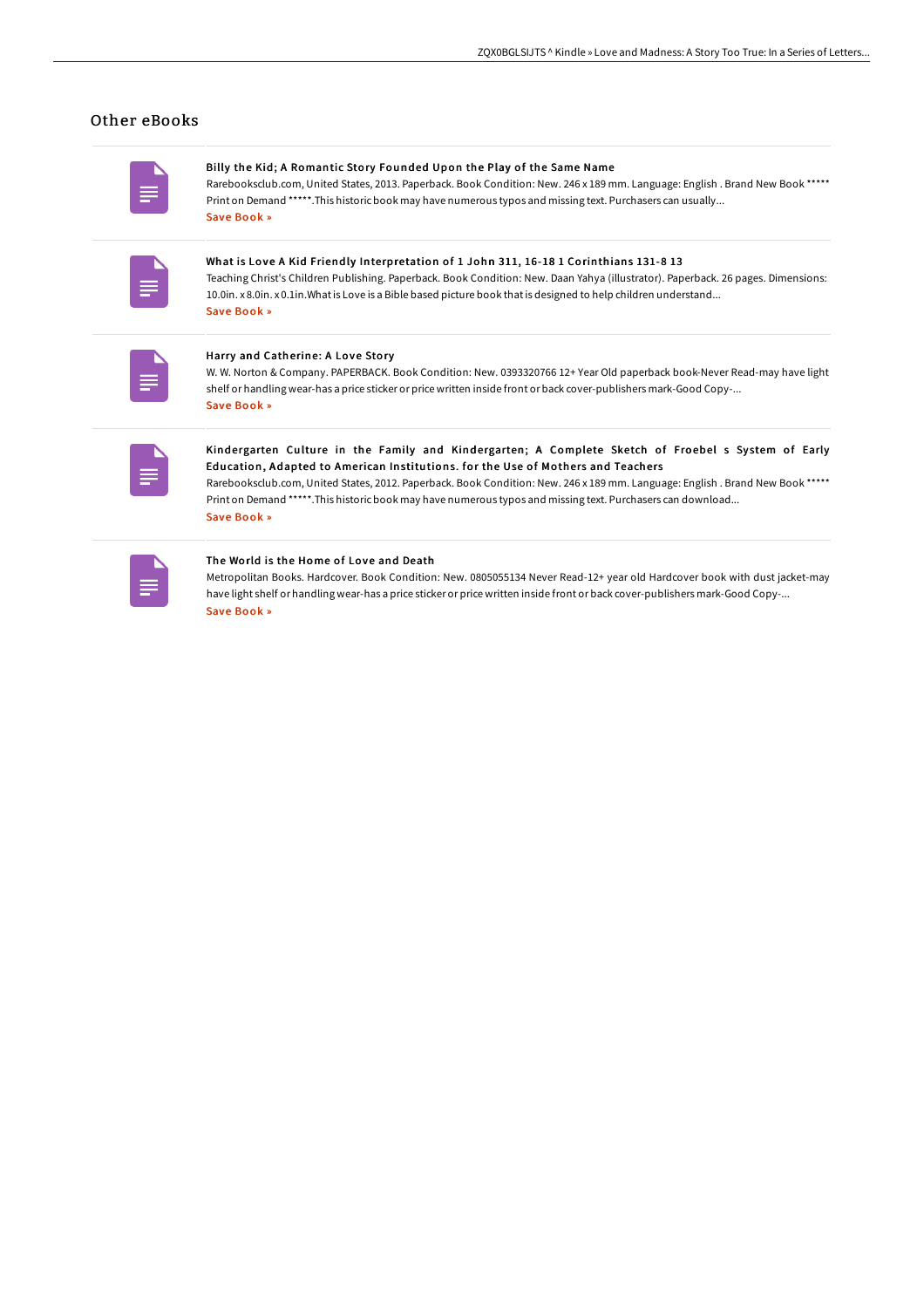## Other eBooks

### Billy the Kid; A Romantic Story Founded Upon the Play of the Same Name

Rarebooksclub.com, United States, 2013. Paperback. Book Condition: New. 246 x 189 mm. Language: English . Brand New Book ***** Print on Demand *****.This historic book may have numerous typos and missing text. Purchasers can usually...
Save Book »

### What is Love A Kid Friendly Interpretation of 1 John 311, 16-18 1 Corinthians 131-8 13

Teaching Christ's Children Publishing. Paperback. Book Condition: New. Daan Yahya (illustrator). Paperback. 26 pages. Dimensions: 10.0in. x 8.0in. x 0.1in.What is Love is a Bible based picture book that is designed to help children understand...
Save Book »

### Harry and Catherine: A Love Story

W. W. Norton & Company. PAPERBACK. Book Condition: New. 0393320766 12+ Year Old paperback book-Never Read-may have light shelf or handling wear-has a price sticker or price written inside front or back cover-publishers mark-Good Copy-...
Save Book »

### Kindergarten Culture in the Family and Kindergarten; A Complete Sketch of Froebel s System of Early Education, Adapted to American Institutions. for the Use of Mothers and Teachers

Rarebooksclub.com, United States, 2012. Paperback. Book Condition: New. 246 x 189 mm. Language: English . Brand New Book ***** Print on Demand *****.This historic book may have numerous typos and missing text. Purchasers can download...
Save Book »

### The World is the Home of Love and Death

Metropolitan Books. Hardcover. Book Condition: New. 0805055134 Never Read-12+ year old Hardcover book with dust jacket-may have light shelf or handling wear-has a price sticker or price written inside front or back cover-publishers mark-Good Copy-...
Save Book »